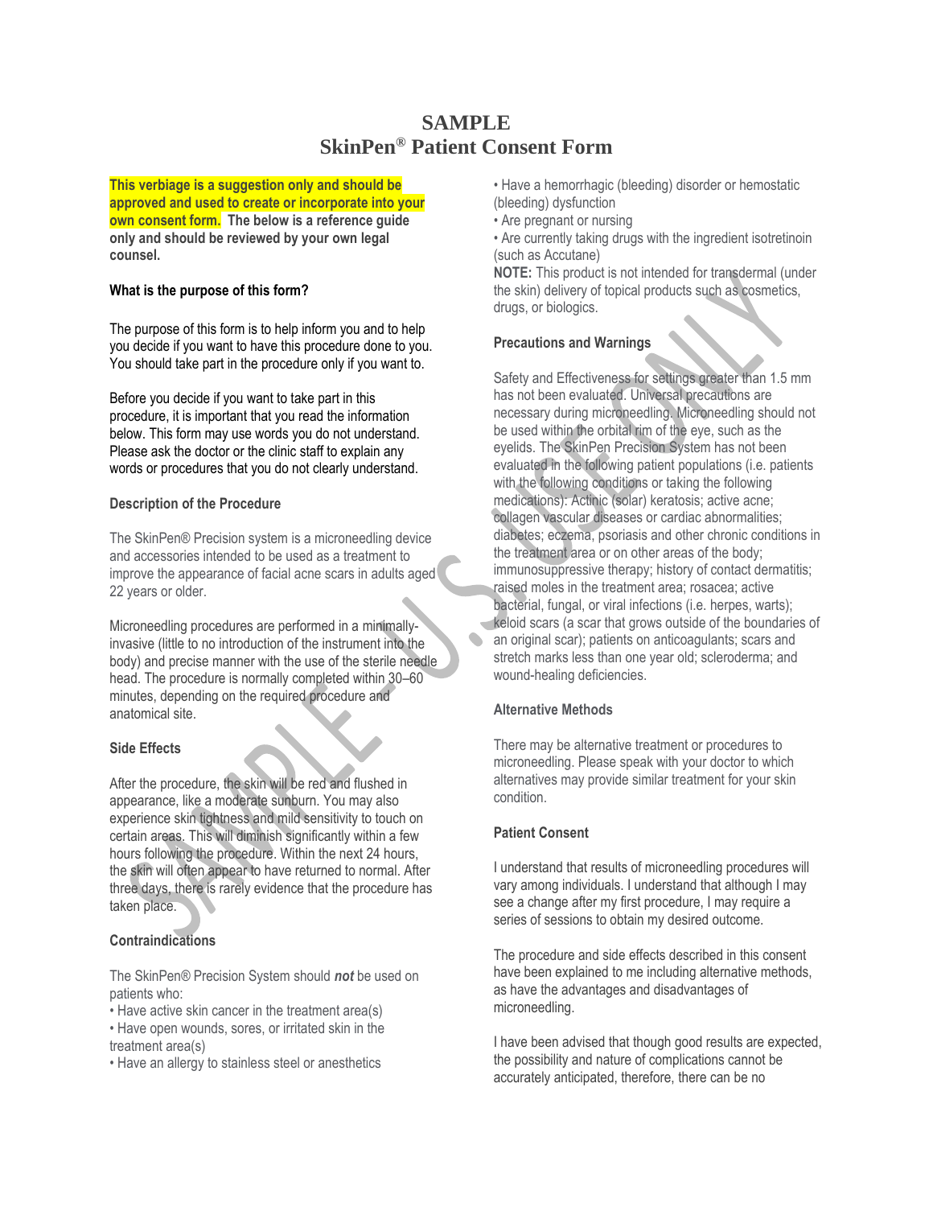# SAMPLE
# SkinPen® Patient Consent Form

**This verbiage is a suggestion only and should be approved and used to create or incorporate into your own consent form. The below is a reference guide only and should be reviewed by your own legal counsel.**

**What is the purpose of this form?**

The purpose of this form is to help inform you and to help you decide if you want to have this procedure done to you. You should take part in the procedure only if you want to.

Before you decide if you want to take part in this procedure, it is important that you read the information below. This form may use words you do not understand. Please ask the doctor or the clinic staff to explain any words or procedures that you do not clearly understand.

**Description of the Procedure**

The SkinPen® Precision system is a microneedling device and accessories intended to be used as a treatment to improve the appearance of facial acne scars in adults aged 22 years or older.

Microneedling procedures are performed in a minimally-invasive (little to no introduction of the instrument into the body) and precise manner with the use of the sterile needle head. The procedure is normally completed within 30–60 minutes, depending on the required procedure and anatomical site.

**Side Effects**

After the procedure, the skin will be red and flushed in appearance, like a moderate sunburn. You may also experience skin tightness and mild sensitivity to touch on certain areas. This will diminish significantly within a few hours following the procedure. Within the next 24 hours, the skin will often appear to have returned to normal. After three days, there is rarely evidence that the procedure has taken place.

**Contraindications**

The SkinPen® Precision System should ***not*** be used on patients who:

- Have active skin cancer in the treatment area(s)
- Have open wounds, sores, or irritated skin in the treatment area(s)
- Have an allergy to stainless steel or anesthetics
- Have a hemorrhagic (bleeding) disorder or hemostatic (bleeding) dysfunction
- Are pregnant or nursing
- Are currently taking drugs with the ingredient isotretinoin (such as Accutane)

**NOTE:** This product is not intended for transdermal (under the skin) delivery of topical products such as cosmetics, drugs, or biologics.

**Precautions and Warnings**

Safety and Effectiveness for settings greater than 1.5 mm has not been evaluated. Universal precautions are necessary during microneedling. Microneedling should not be used within the orbital rim of the eye, such as the eyelids. The SkinPen Precision System has not been evaluated in the following patient populations (i.e. patients with the following conditions or taking the following medications): Actinic (solar) keratosis; active acne; collagen vascular diseases or cardiac abnormalities; diabetes; eczema, psoriasis and other chronic conditions in the treatment area or on other areas of the body; immunosuppressive therapy; history of contact dermatitis; raised moles in the treatment area; rosacea; active bacterial, fungal, or viral infections (i.e. herpes, warts); keloid scars (a scar that grows outside of the boundaries of an original scar); patients on anticoagulants; scars and stretch marks less than one year old; scleroderma; and wound-healing deficiencies.

**Alternative Methods**

There may be alternative treatment or procedures to microneedling. Please speak with your doctor to which alternatives may provide similar treatment for your skin condition.

**Patient Consent**

I understand that results of microneedling procedures will vary among individuals. I understand that although I may see a change after my first procedure, I may require a series of sessions to obtain my desired outcome.

The procedure and side effects described in this consent have been explained to me including alternative methods, as have the advantages and disadvantages of microneedling.

I have been advised that though good results are expected, the possibility and nature of complications cannot be accurately anticipated, therefore, there can be no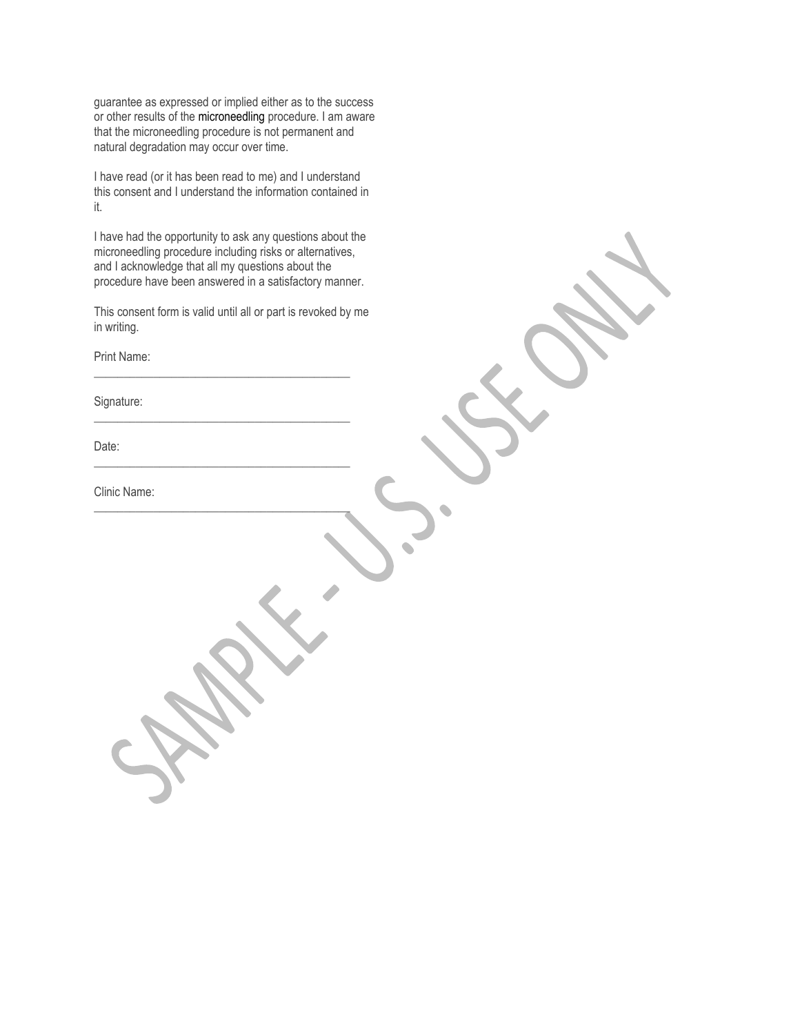guarantee as expressed or implied either as to the success or other results of the microneedling procedure. I am aware that the microneedling procedure is not permanent and natural degradation may occur over time.

I have read (or it has been read to me) and I understand this consent and I understand the information contained in it.

I have had the opportunity to ask any questions about the microneedling procedure including risks or alternatives, and I acknowledge that all my questions about the procedure have been answered in a satisfactory manner.

This consent form is valid until all or part is revoked by me in writing.

Print Name:
\_\_\_\_\_\_\_\_\_\_\_\_\_\_\_\_\_\_\_\_\_\_\_\_\_\_\_\_\_\_\_\_\_\_\_\_\_\_\_\_\_\_

Signature:
\_\_\_\_\_\_\_\_\_\_\_\_\_\_\_\_\_\_\_\_\_\_\_\_\_\_\_\_\_\_\_\_\_\_\_\_\_\_\_\_\_\_

Date:
\_\_\_\_\_\_\_\_\_\_\_\_\_\_\_\_\_\_\_\_\_\_\_\_\_\_\_\_\_\_\_\_\_\_\_\_\_\_\_\_\_\_

Clinic Name:
\_\_\_\_\_\_\_\_\_\_\_\_\_\_\_\_\_\_\_\_\_\_\_\_\_\_\_\_\_\_\_\_\_\_\_\_\_\_\_\_\_\_

SAMPLE - U.S. USE ONLY